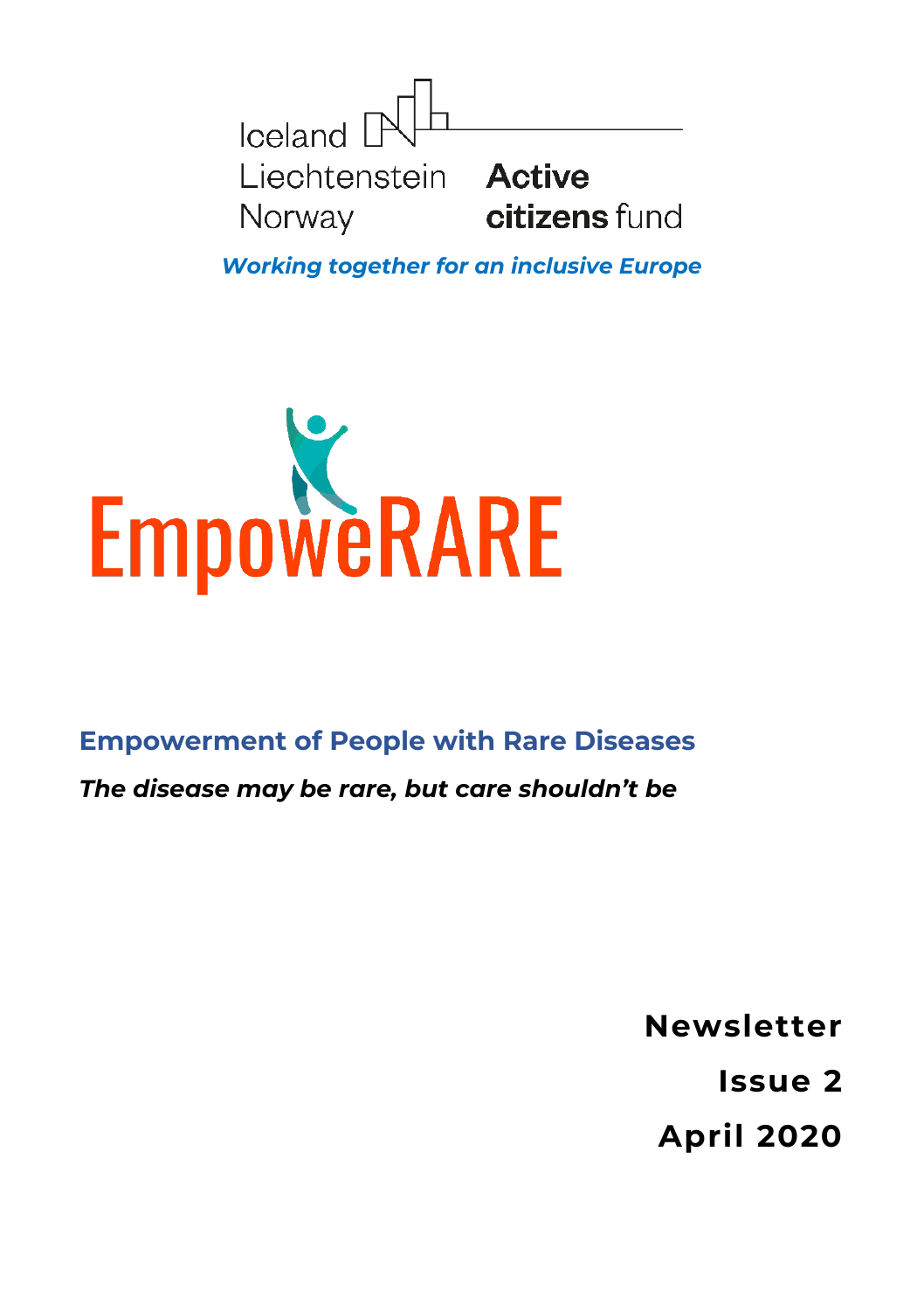Iceland
Liechtenstein
Norway

**Active citizens fund**

***Working together for an inclusive Europe***

# EmpoweRARE

## Empowerment of People with Rare Diseases

***The disease may be rare, but care shouldn't be***

**Newsletter**

**Issue 2**

**April 2020**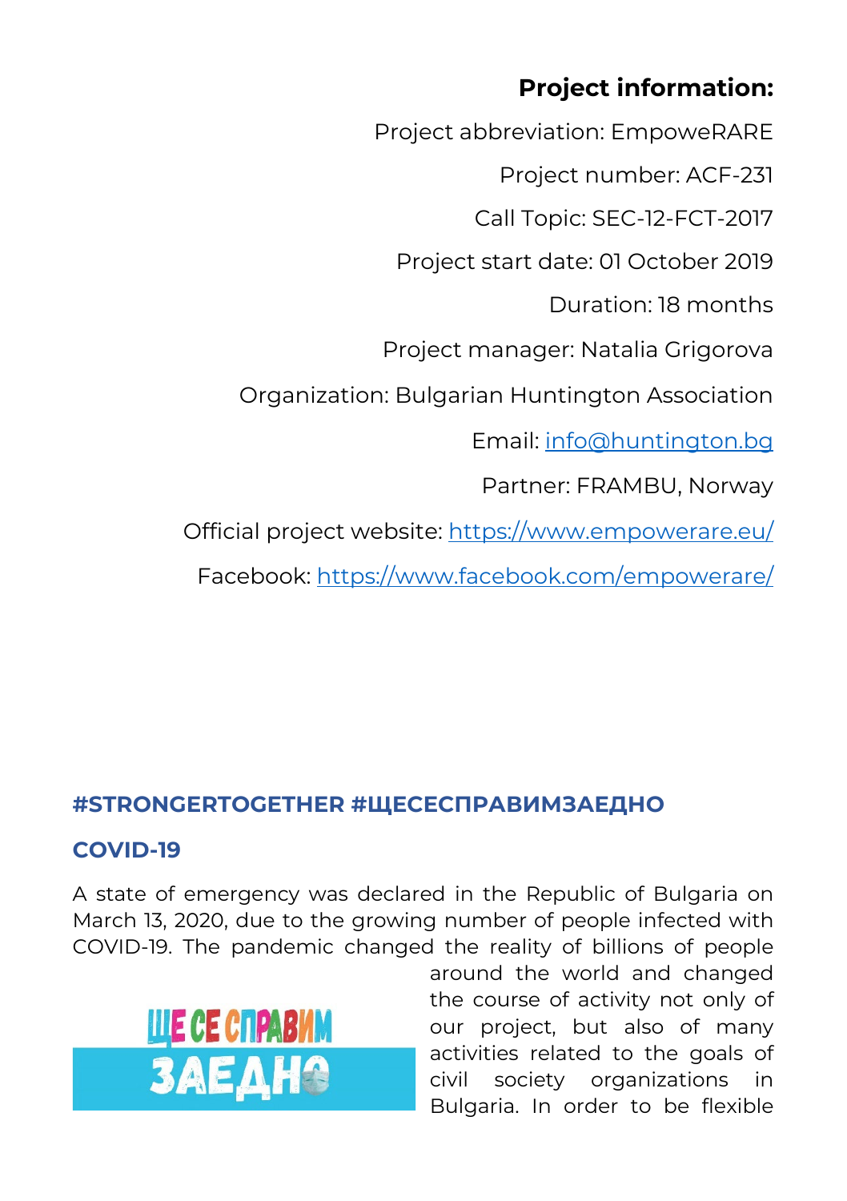**Project information:**

Project abbreviation: EmpoweRARE

Project number: ACF-231

Call Topic: SEC-12-FCT-2017

Project start date: 01 October 2019

Duration: 18 months

Project manager: Natalia Grigorova

Organization: Bulgarian Huntington Association

Email: info@huntington.bg

Partner: FRAMBU, Norway

Official project website: https://www.empowerare.eu/

Facebook: https://www.facebook.com/empowerare/

## #STRONGERTOGETHER #ЩЕСЕСПРАВИМЗАЕДНО

## COVID-19

A state of emergency was declared in the Republic of Bulgaria on March 13, 2020, due to the growing number of people infected with COVID-19. The pandemic changed the reality of billions of people around the world and changed the course of activity not only of our project, but also of many activities related to the goals of civil society organizations in Bulgaria. In order to be flexible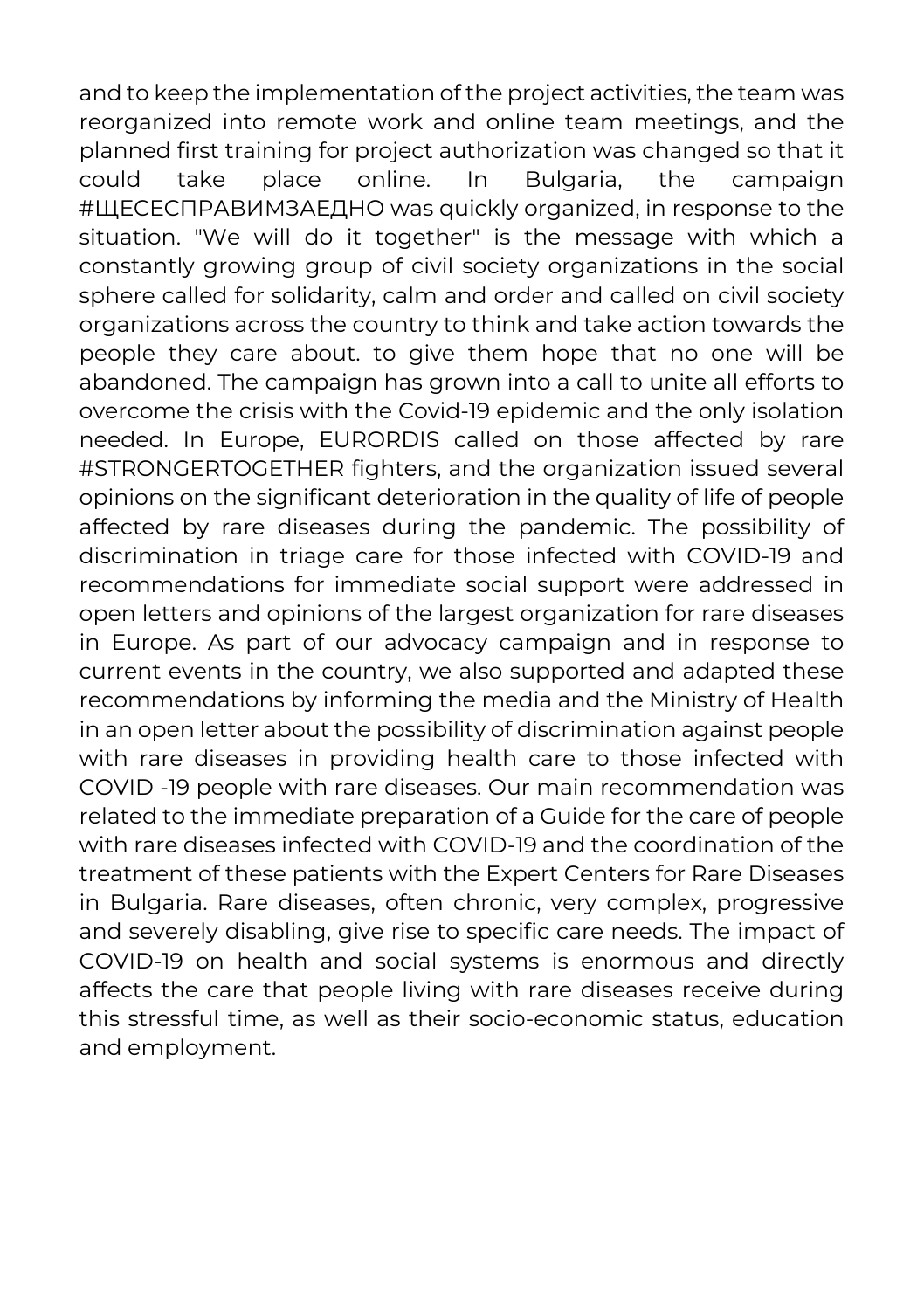and to keep the implementation of the project activities, the team was reorganized into remote work and online team meetings, and the planned first training for project authorization was changed so that it could take place online. In Bulgaria, the campaign #ЩЕСЕСПРАВИМЗАЕДНО was quickly organized, in response to the situation. "We will do it together" is the message with which a constantly growing group of civil society organizations in the social sphere called for solidarity, calm and order and called on civil society organizations across the country to think and take action towards the people they care about. to give them hope that no one will be abandoned. The campaign has grown into a call to unite all efforts to overcome the crisis with the Covid-19 epidemic and the only isolation needed. In Europe, EURORDIS called on those affected by rare #STRONGERTOGETHER fighters, and the organization issued several opinions on the significant deterioration in the quality of life of people affected by rare diseases during the pandemic. The possibility of discrimination in triage care for those infected with COVID-19 and recommendations for immediate social support were addressed in open letters and opinions of the largest organization for rare diseases in Europe. As part of our advocacy campaign and in response to current events in the country, we also supported and adapted these recommendations by informing the media and the Ministry of Health in an open letter about the possibility of discrimination against people with rare diseases in providing health care to those infected with COVID -19 people with rare diseases. Our main recommendation was related to the immediate preparation of a Guide for the care of people with rare diseases infected with COVID-19 and the coordination of the treatment of these patients with the Expert Centers for Rare Diseases in Bulgaria. Rare diseases, often chronic, very complex, progressive and severely disabling, give rise to specific care needs. The impact of COVID-19 on health and social systems is enormous and directly affects the care that people living with rare diseases receive during this stressful time, as well as their socio-economic status, education and employment.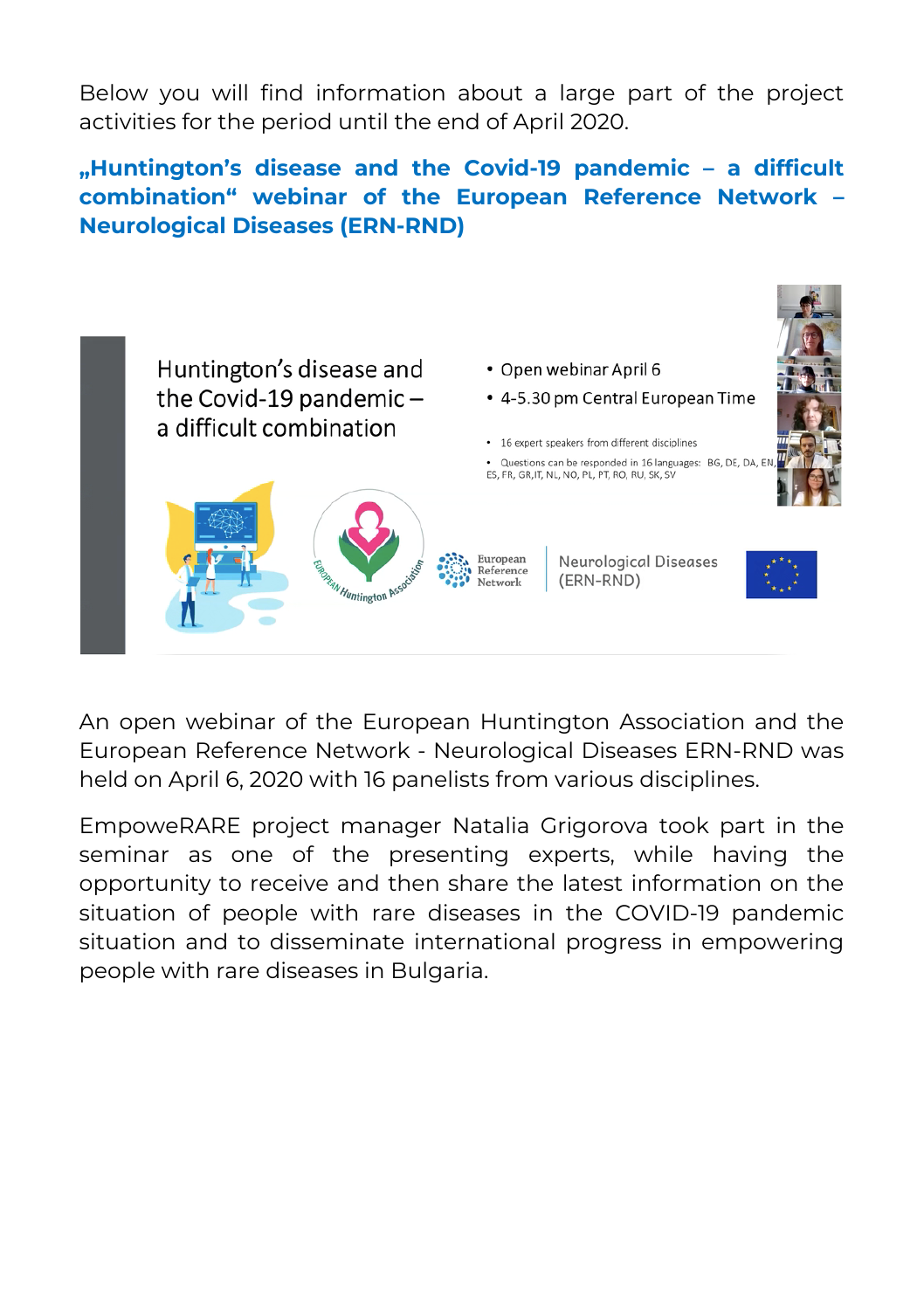Below you will find information about a large part of the project activities for the period until the end of April 2020.

## „Huntington's disease and the Covid-19 pandemic – a difficult combination" webinar of the European Reference Network – Neurological Diseases (ERN-RND)

Huntington's disease and the Covid-19 pandemic – a difficult combination

- Open webinar April 6
- 4-5.30 pm Central European Time
- 16 expert speakers from different disciplines
- Questions can be responded in 16 languages: BG, DE, DA, EN, ES, FR, GR, IT, NL, NO, PL, PT, RO, RU, SK, SV

European Huntington Association

European Reference Network | Neurological Diseases (ERN-RND)

An open webinar of the European Huntington Association and the European Reference Network - Neurological Diseases ERN-RND was held on April 6, 2020 with 16 panelists from various disciplines.

EmpoweRARE project manager Natalia Grigorova took part in the seminar as one of the presenting experts, while having the opportunity to receive and then share the latest information on the situation of people with rare diseases in the COVID-19 pandemic situation and to disseminate international progress in empowering people with rare diseases in Bulgaria.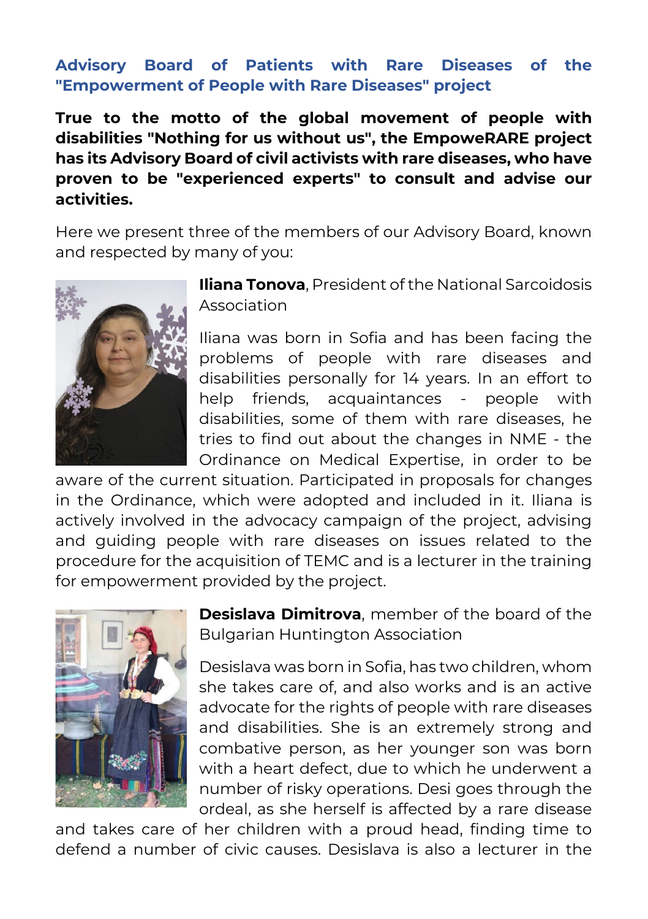## Advisory Board of Patients with Rare Diseases of the "Empowerment of People with Rare Diseases" project

**True to the motto of the global movement of people with disabilities "Nothing for us without us", the EmpoweRARE project has its Advisory Board of civil activists with rare diseases, who have proven to be "experienced experts" to consult and advise our activities.**

Here we present three of the members of our Advisory Board, known and respected by many of you:

**Iliana Tonova**, President of the National Sarcoidosis Association

Iliana was born in Sofia and has been facing the problems of people with rare diseases and disabilities personally for 14 years. In an effort to help friends, acquaintances - people with disabilities, some of them with rare diseases, he tries to find out about the changes in NME - the Ordinance on Medical Expertise, in order to be aware of the current situation. Participated in proposals for changes in the Ordinance, which were adopted and included in it. Iliana is actively involved in the advocacy campaign of the project, advising and guiding people with rare diseases on issues related to the procedure for the acquisition of TEMC and is a lecturer in the training for empowerment provided by the project.

**Desislava Dimitrova**, member of the board of the Bulgarian Huntington Association

Desislava was born in Sofia, has two children, whom she takes care of, and also works and is an active advocate for the rights of people with rare diseases and disabilities. She is an extremely strong and combative person, as her younger son was born with a heart defect, due to which he underwent a number of risky operations. Desi goes through the ordeal, as she herself is affected by a rare disease and takes care of her children with a proud head, finding time to defend a number of civic causes. Desislava is also a lecturer in the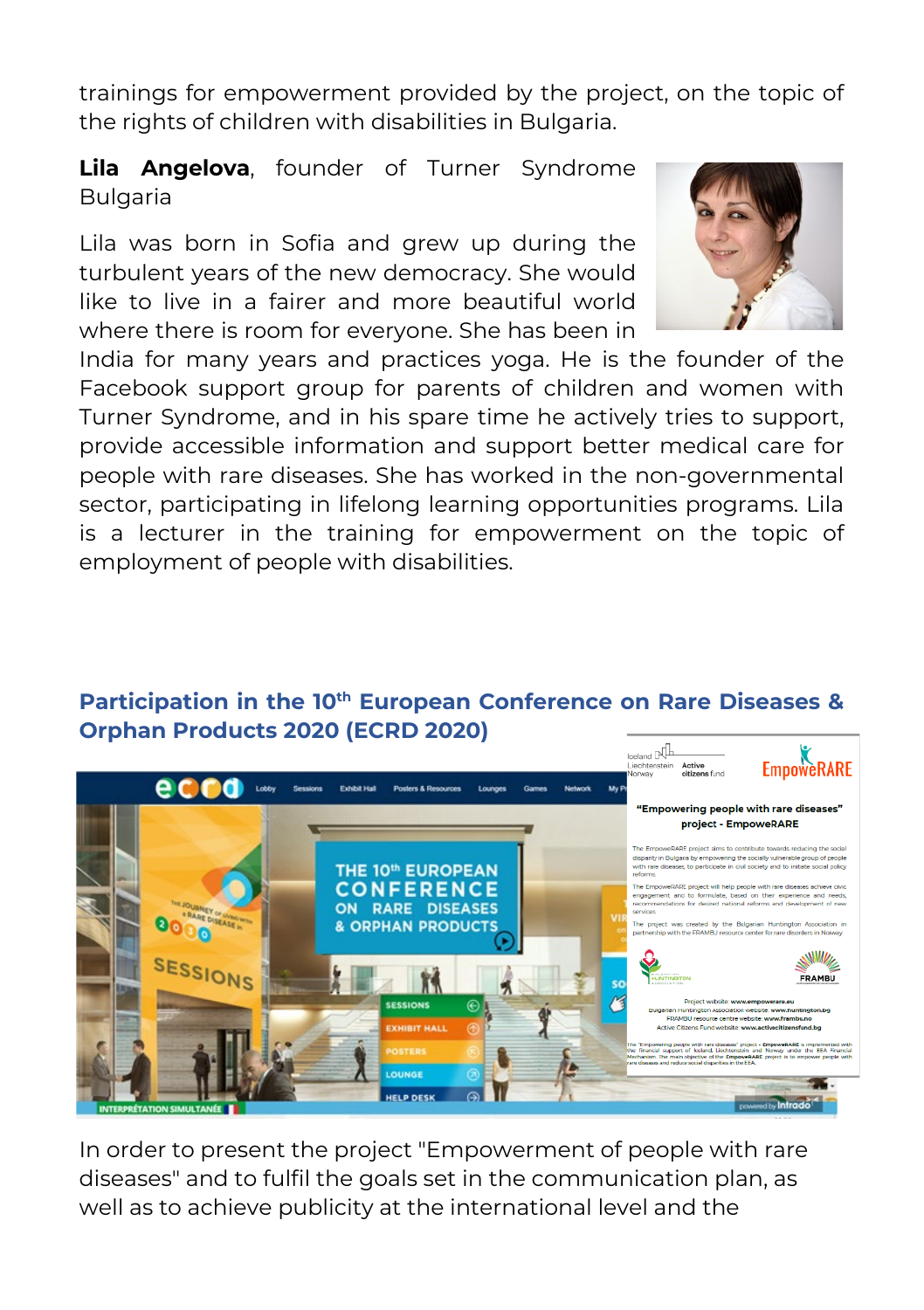trainings for empowerment provided by the project, on the topic of the rights of children with disabilities in Bulgaria.

**Lila Angelova**, founder of Turner Syndrome Bulgaria

Lila was born in Sofia and grew up during the turbulent years of the new democracy. She would like to live in a fairer and more beautiful world where there is room for everyone. She has been in India for many years and practices yoga. He is the founder of the Facebook support group for parents of children and women with Turner Syndrome, and in his spare time he actively tries to support, provide accessible information and support better medical care for people with rare diseases. She has worked in the non-governmental sector, participating in lifelong learning opportunities programs. Lila is a lecturer in the training for empowerment on the topic of employment of people with disabilities.

## Participation in the 10th European Conference on Rare Diseases & Orphan Products 2020 (ECRD 2020)

In order to present the project "Empowerment of people with rare diseases" and to fulfil the goals set in the communication plan, as well as to achieve publicity at the international level and the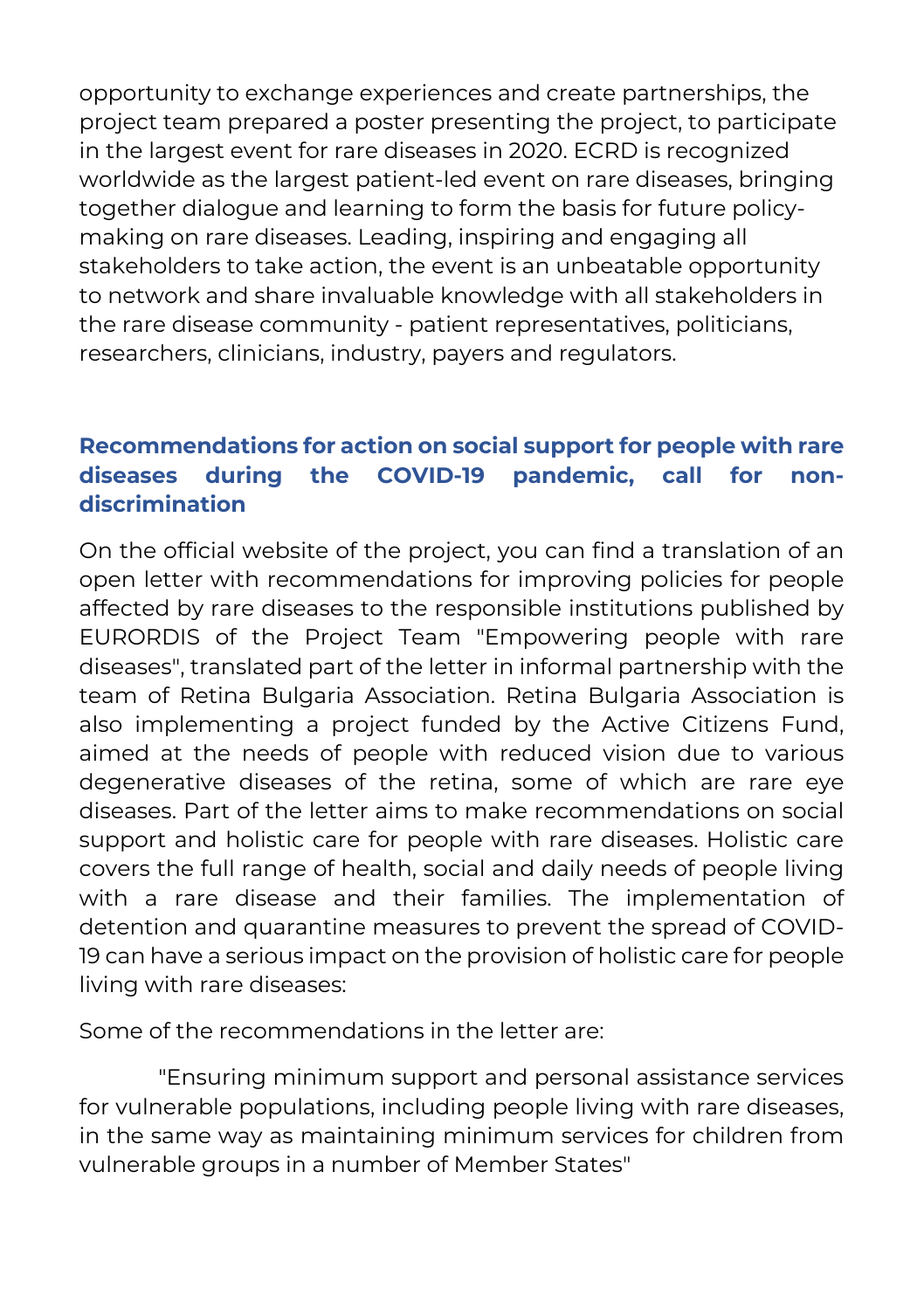opportunity to exchange experiences and create partnerships, the project team prepared a poster presenting the project, to participate in the largest event for rare diseases in 2020. ECRD is recognized worldwide as the largest patient-led event on rare diseases, bringing together dialogue and learning to form the basis for future policy-making on rare diseases. Leading, inspiring and engaging all stakeholders to take action, the event is an unbeatable opportunity to network and share invaluable knowledge with all stakeholders in the rare disease community - patient representatives, politicians, researchers, clinicians, industry, payers and regulators.

## Recommendations for action on social support for people with rare diseases during the COVID-19 pandemic, call for non-discrimination

On the official website of the project, you can find a translation of an open letter with recommendations for improving policies for people affected by rare diseases to the responsible institutions published by EURORDIS of the Project Team "Empowering people with rare diseases", translated part of the letter in informal partnership with the team of Retina Bulgaria Association. Retina Bulgaria Association is also implementing a project funded by the Active Citizens Fund, aimed at the needs of people with reduced vision due to various degenerative diseases of the retina, some of which are rare eye diseases. Part of the letter aims to make recommendations on social support and holistic care for people with rare diseases. Holistic care covers the full range of health, social and daily needs of people living with a rare disease and their families. The implementation of detention and quarantine measures to prevent the spread of COVID-19 can have a serious impact on the provision of holistic care for people living with rare diseases:

Some of the recommendations in the letter are:

"Ensuring minimum support and personal assistance services for vulnerable populations, including people living with rare diseases, in the same way as maintaining minimum services for children from vulnerable groups in a number of Member States"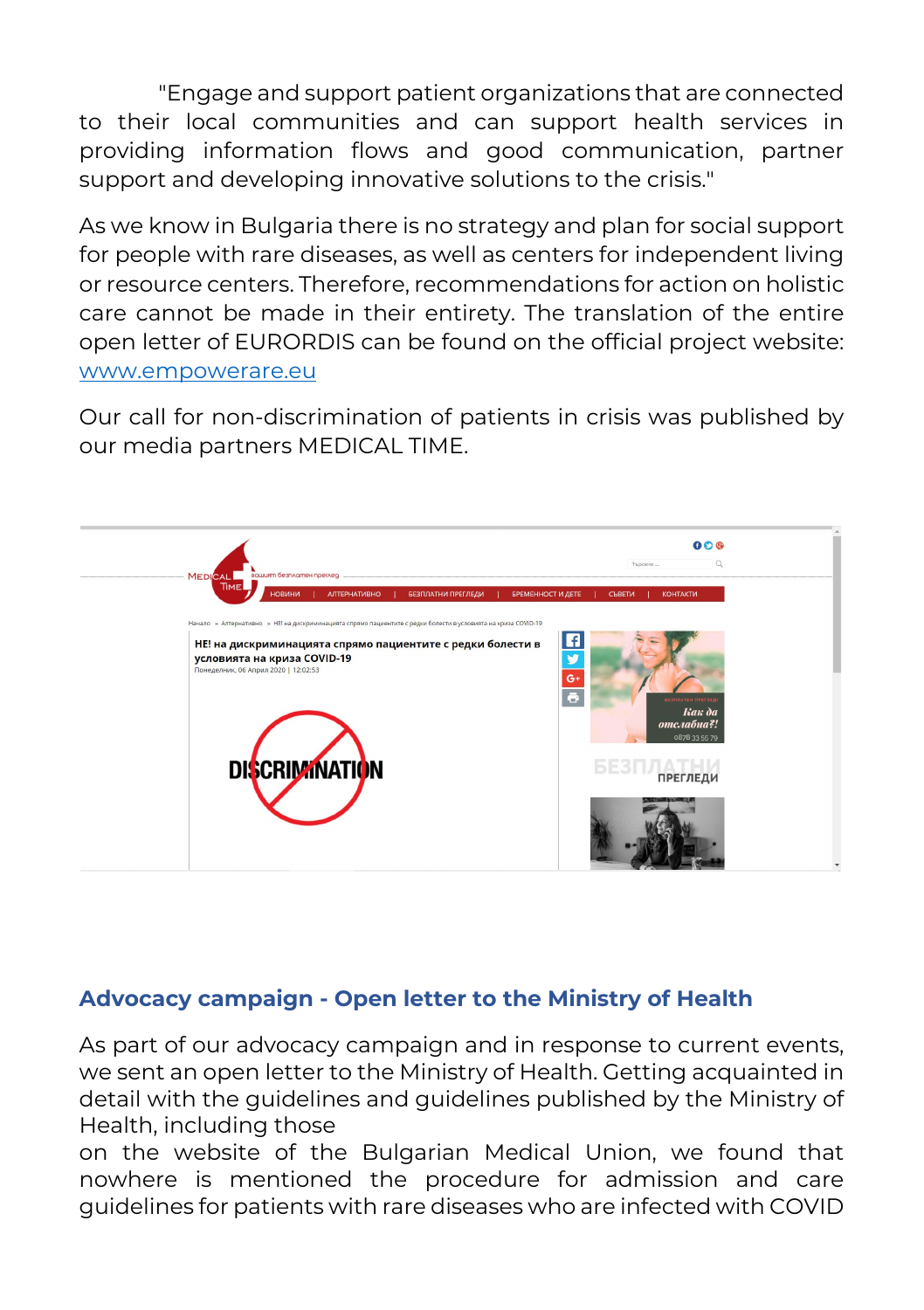"Engage and support patient organizations that are connected to their local communities and can support health services in providing information flows and good communication, partner support and developing innovative solutions to the crisis."

As we know in Bulgaria there is no strategy and plan for social support for people with rare diseases, as well as centers for independent living or resource centers. Therefore, recommendations for action on holistic care cannot be made in their entirety. The translation of the entire open letter of EURORDIS can be found on the official project website: [www.empowerare.eu](http://www.empowerare.eu)

Our call for non-discrimination of patients in crisis was published by our media partners MEDICAL TIME.

## Advocacy campaign - Open letter to the Ministry of Health

As part of our advocacy campaign and in response to current events, we sent an open letter to the Ministry of Health. Getting acquainted in detail with the guidelines and guidelines published by the Ministry of Health, including those on the website of the Bulgarian Medical Union, we found that nowhere is mentioned the procedure for admission and care guidelines for patients with rare diseases who are infected with COVID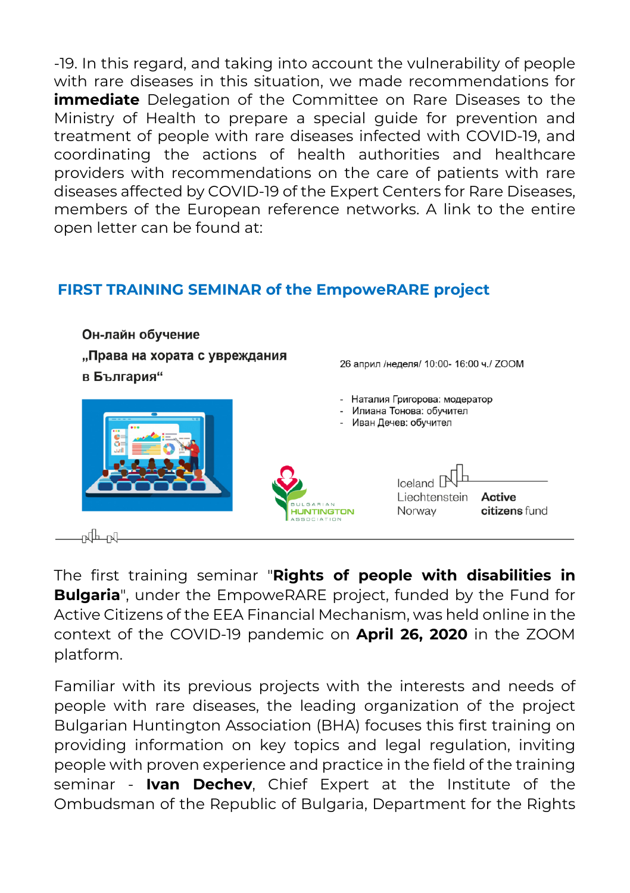-19. In this regard, and taking into account the vulnerability of people with rare diseases in this situation, we made recommendations for **immediate** Delegation of the Committee on Rare Diseases to the Ministry of Health to prepare a special guide for prevention and treatment of people with rare diseases infected with COVID-19, and coordinating the actions of health authorities and healthcare providers with recommendations on the care of patients with rare diseases affected by COVID-19 of the Expert Centers for Rare Diseases, members of the European reference networks. A link to the entire open letter can be found at:

## FIRST TRAINING SEMINAR of the EmpoweRARE project

**Он-лайн обучение „Права на хората с увреждания в България“**

26 април /неделя/ 10:00- 16:00 ч./ ZOOM

- Наталия Григорова: модератор
- Илиана Тонова: обучител
- Иван Дечев: обучител

BULGARIAN HUNTINGTON ASSOCIATION

Iceland Liechtenstein Norway Active citizens fund

The first training seminar "**Rights of people with disabilities in Bulgaria**", under the EmpoweRARE project, funded by the Fund for Active Citizens of the EEA Financial Mechanism, was held online in the context of the COVID-19 pandemic on **April 26, 2020** in the ZOOM platform.

Familiar with its previous projects with the interests and needs of people with rare diseases, the leading organization of the project Bulgarian Huntington Association (BHA) focuses this first training on providing information on key topics and legal regulation, inviting people with proven experience and practice in the field of the training seminar - **Ivan Dechev**, Chief Expert at the Institute of the Ombudsman of the Republic of Bulgaria, Department for the Rights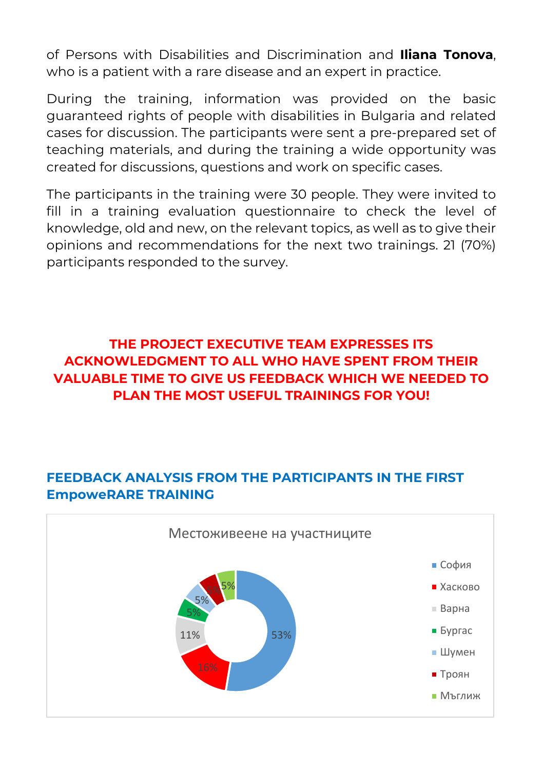of Persons with Disabilities and Discrimination and **Iliana Tonova**, who is a patient with a rare disease and an expert in practice.

During the training, information was provided on the basic guaranteed rights of people with disabilities in Bulgaria and related cases for discussion. The participants were sent a pre-prepared set of teaching materials, and during the training a wide opportunity was created for discussions, questions and work on specific cases.

The participants in the training were 30 people. They were invited to fill in a training evaluation questionnaire to check the level of knowledge, old and new, on the relevant topics, as well as to give their opinions and recommendations for the next two trainings. 21 (70%) participants responded to the survey.

**THE PROJECT EXECUTIVE TEAM EXPRESSES ITS ACKNOWLEDGMENT TO ALL WHO HAVE SPENT FROM THEIR VALUABLE TIME TO GIVE US FEEDBACK WHICH WE NEEDED TO PLAN THE MOST USEFUL TRAININGS FOR YOU!**

## FEEDBACK ANALYSIS FROM THE PARTICIPANTS IN THE FIRST EmpoweRARE TRAINING

Местоживеене на участниците

| Град | % |
|---|---|
| София | 53% |
| Хасково | 16% |
| Варна | 11% |
| Бургас | 5% |
| Шумен | 5% |
| Троян | 5% |
| Мъглиж | 5% |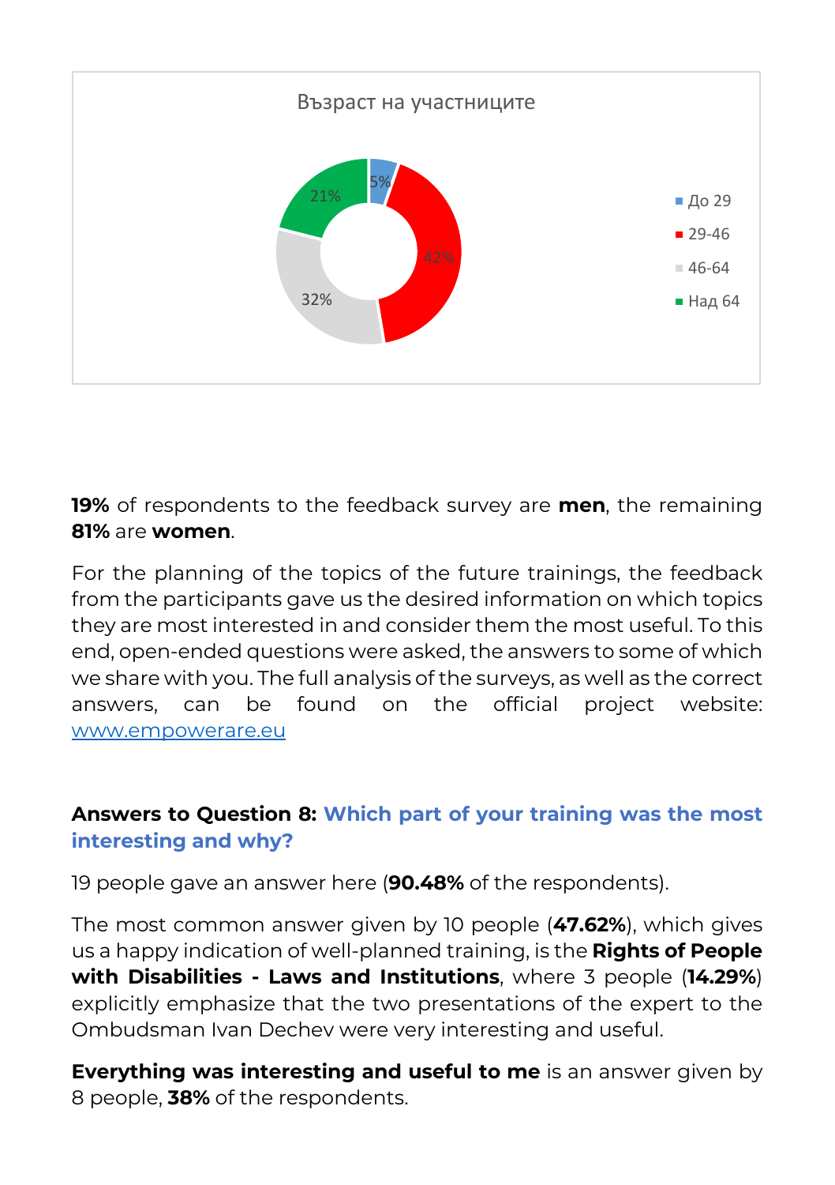**19%** of respondents to the feedback survey are **men**, the remaining **81%** are **women**.

For the planning of the topics of the future trainings, the feedback from the participants gave us the desired information on which topics they are most interested in and consider them the most useful. To this end, open-ended questions were asked, the answers to some of which we share with you. The full analysis of the surveys, as well as the correct answers, can be found on the official project website: [www.empowerare.eu](http://www.empowerare.eu)

### Answers to Question 8: Which part of your training was the most interesting and why?

19 people gave an answer here (**90.48%** of the respondents).

The most common answer given by 10 people (**47.62%**), which gives us a happy indication of well-planned training, is the **Rights of People with Disabilities - Laws and Institutions**, where 3 people (**14.29%**) explicitly emphasize that the two presentations of the expert to the Ombudsman Ivan Dechev were very interesting and useful.

**Everything was interesting and useful to me** is an answer given by 8 people, **38%** of the respondents.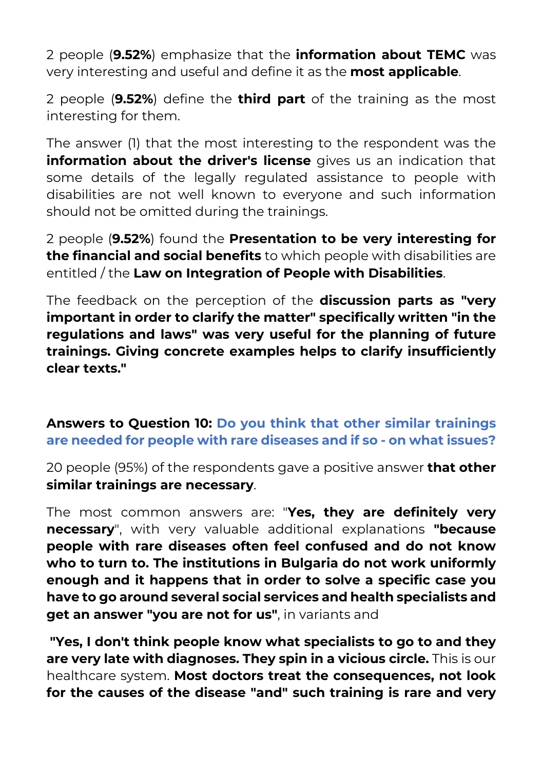2 people (**9.52%**) emphasize that the **information about TEMC** was very interesting and useful and define it as the **most applicable**.

2 people (**9.52%**) define the **third part** of the training as the most interesting for them.

The answer (1) that the most interesting to the respondent was the **information about the driver's license** gives us an indication that some details of the legally regulated assistance to people with disabilities are not well known to everyone and such information should not be omitted during the trainings.

2 people (**9.52%**) found the **Presentation to be very interesting for the financial and social benefits** to which people with disabilities are entitled / the **Law on Integration of People with Disabilities**.

The feedback on the perception of the **discussion parts as "very important in order to clarify the matter" specifically written "in the regulations and laws" was very useful for the planning of future trainings. Giving concrete examples helps to clarify insufficiently clear texts."**

**Answers to Question 10: Do you think that other similar trainings are needed for people with rare diseases and if so - on what issues?**

20 people (95%) of the respondents gave a positive answer **that other similar trainings are necessary**.

The most common answers are: "**Yes, they are definitely very necessary**", with very valuable additional explanations **"because people with rare diseases often feel confused and do not know who to turn to. The institutions in Bulgaria do not work uniformly enough and it happens that in order to solve a specific case you have to go around several social services and health specialists and get an answer "you are not for us"**, in variants and

**"Yes, I don't think people know what specialists to go to and they are very late with diagnoses. They spin in a vicious circle.** This is our healthcare system. **Most doctors treat the consequences, not look for the causes of the disease "and" such training is rare and very**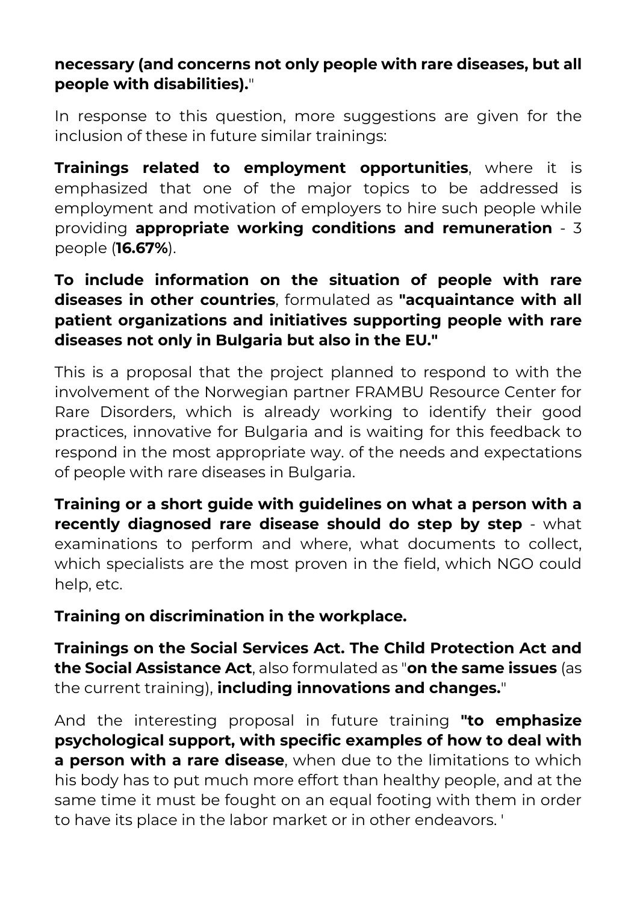**necessary (and concerns not only people with rare diseases, but all people with disabilities).**"

In response to this question, more suggestions are given for the inclusion of these in future similar trainings:

**Trainings related to employment opportunities**, where it is emphasized that one of the major topics to be addressed is employment and motivation of employers to hire such people while providing **appropriate working conditions and remuneration** - 3 people (**16.67%**).

**To include information on the situation of people with rare diseases in other countries**, formulated as **"acquaintance with all patient organizations and initiatives supporting people with rare diseases not only in Bulgaria but also in the EU."**

This is a proposal that the project planned to respond to with the involvement of the Norwegian partner FRAMBU Resource Center for Rare Disorders, which is already working to identify their good practices, innovative for Bulgaria and is waiting for this feedback to respond in the most appropriate way. of the needs and expectations of people with rare diseases in Bulgaria.

**Training or a short guide with guidelines on what a person with a recently diagnosed rare disease should do step by step** - what examinations to perform and where, what documents to collect, which specialists are the most proven in the field, which NGO could help, etc.

**Training on discrimination in the workplace.**

**Trainings on the Social Services Act. The Child Protection Act and the Social Assistance Act**, also formulated as "**on the same issues** (as the current training), **including innovations and changes.**"

And the interesting proposal in future training **"to emphasize psychological support, with specific examples of how to deal with a person with a rare disease**, when due to the limitations to which his body has to put much more effort than healthy people, and at the same time it must be fought on an equal footing with them in order to have its place in the labor market or in other endeavors. '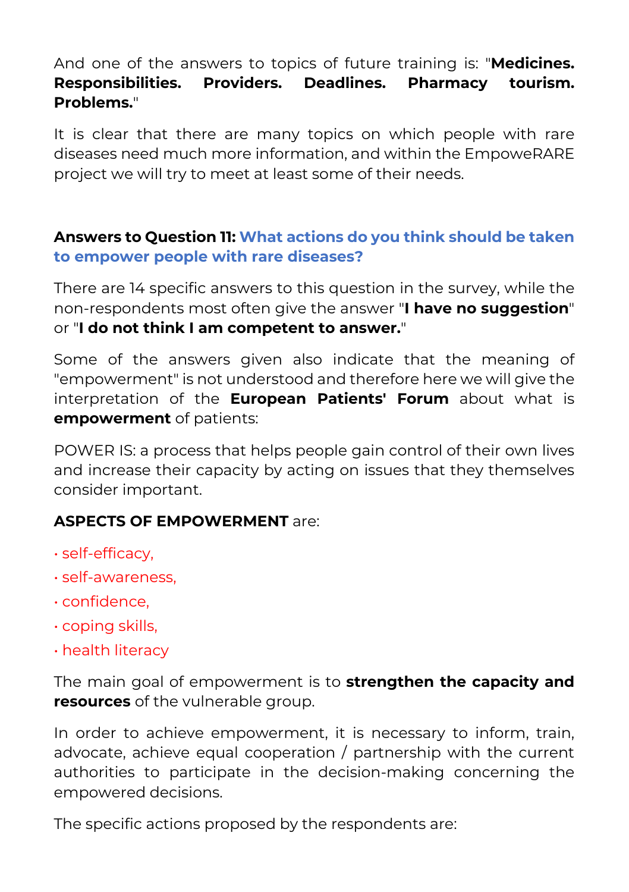And one of the answers to topics of future training is: "**Medicines. Responsibilities. Providers. Deadlines. Pharmacy tourism. Problems.**"

It is clear that there are many topics on which people with rare diseases need much more information, and within the EmpoweRARE project we will try to meet at least some of their needs.

**Answers to Question 11: What actions do you think should be taken to empower people with rare diseases?**

There are 14 specific answers to this question in the survey, while the non-respondents most often give the answer "**I have no suggestion**" or "**I do not think I am competent to answer.**"

Some of the answers given also indicate that the meaning of "empowerment" is not understood and therefore here we will give the interpretation of the **European Patients' Forum** about what is **empowerment** of patients:

POWER IS: a process that helps people gain control of their own lives and increase their capacity by acting on issues that they themselves consider important.

**ASPECTS OF EMPOWERMENT** are:

- self-efficacy,
- self-awareness,
- confidence,
- coping skills,
- health literacy

The main goal of empowerment is to **strengthen the capacity and resources** of the vulnerable group.

In order to achieve empowerment, it is necessary to inform, train, advocate, achieve equal cooperation / partnership with the current authorities to participate in the decision-making concerning the empowered decisions.

The specific actions proposed by the respondents are: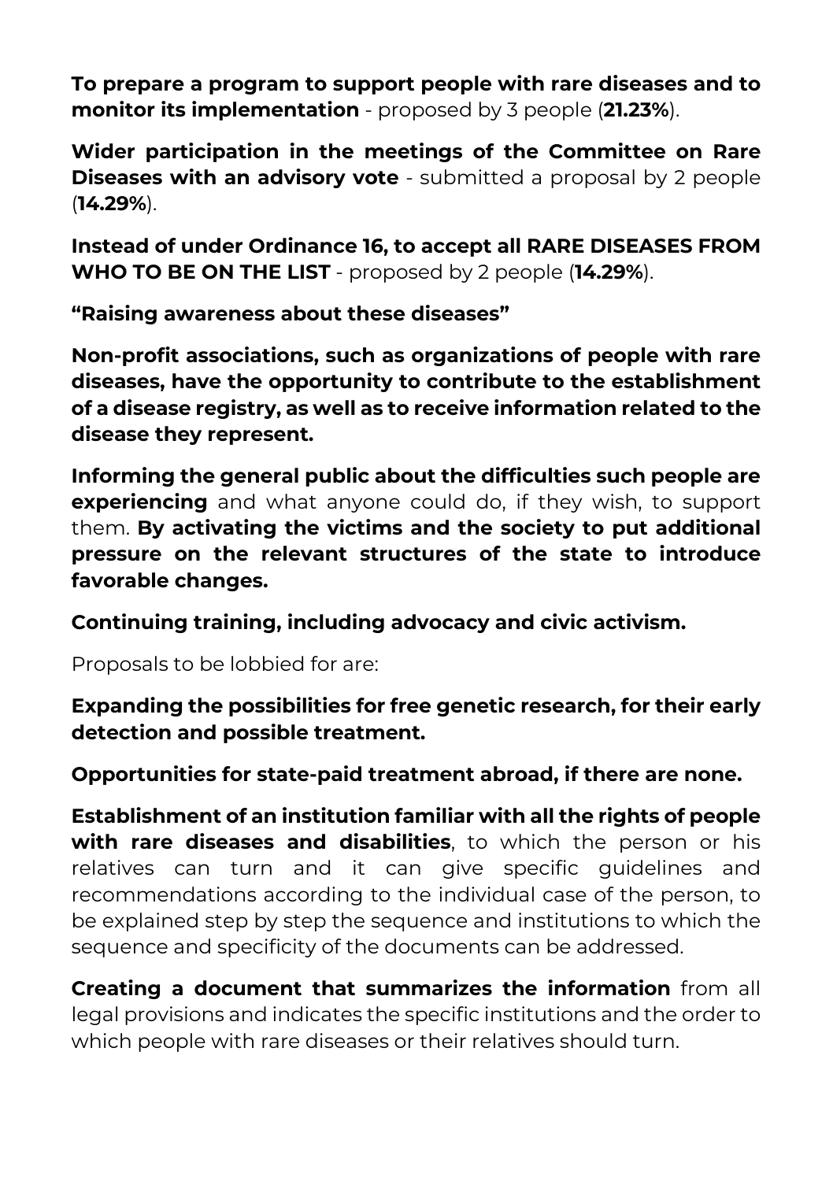**To prepare a program to support people with rare diseases and to monitor its implementation** - proposed by 3 people (**21.23%**).

**Wider participation in the meetings of the Committee on Rare Diseases with an advisory vote** - submitted a proposal by 2 people (**14.29%**).

**Instead of under Ordinance 16, to accept all RARE DISEASES FROM WHO TO BE ON THE LIST** - proposed by 2 people (**14.29%**).

**"Raising awareness about these diseases"**

**Non-profit associations, such as organizations of people with rare diseases, have the opportunity to contribute to the establishment of a disease registry, as well as to receive information related to the disease they represent.**

**Informing the general public about the difficulties such people are experiencing** and what anyone could do, if they wish, to support them. **By activating the victims and the society to put additional pressure on the relevant structures of the state to introduce favorable changes.**

**Continuing training, including advocacy and civic activism.**

Proposals to be lobbied for are:

**Expanding the possibilities for free genetic research, for their early detection and possible treatment.**

**Opportunities for state-paid treatment abroad, if there are none.**

**Establishment of an institution familiar with all the rights of people with rare diseases and disabilities**, to which the person or his relatives can turn and it can give specific guidelines and recommendations according to the individual case of the person, to be explained step by step the sequence and institutions to which the sequence and specificity of the documents can be addressed.

**Creating a document that summarizes the information** from all legal provisions and indicates the specific institutions and the order to which people with rare diseases or their relatives should turn.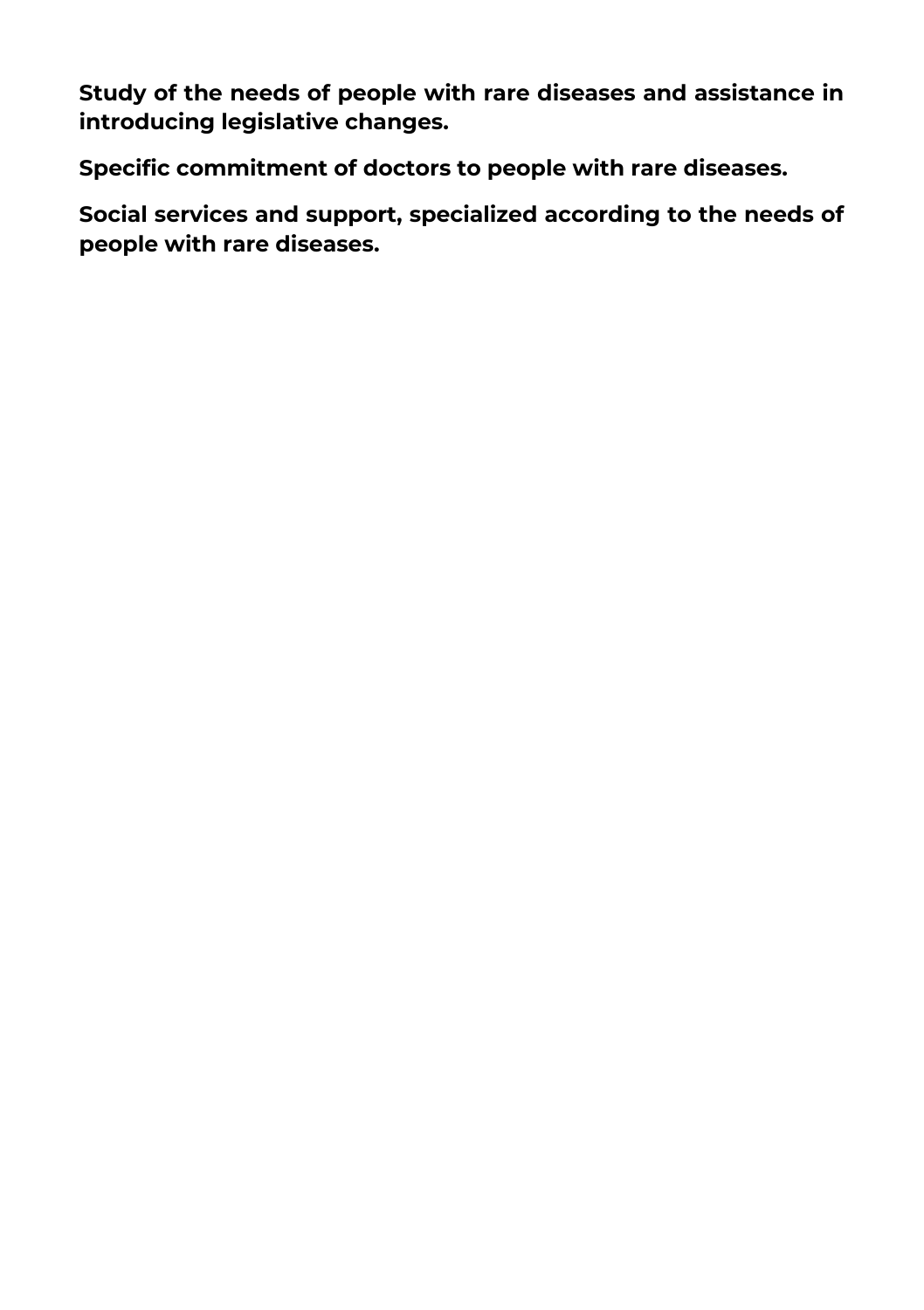**Study of the needs of people with rare diseases and assistance in introducing legislative changes.**

**Specific commitment of doctors to people with rare diseases.**

**Social services and support, specialized according to the needs of people with rare diseases.**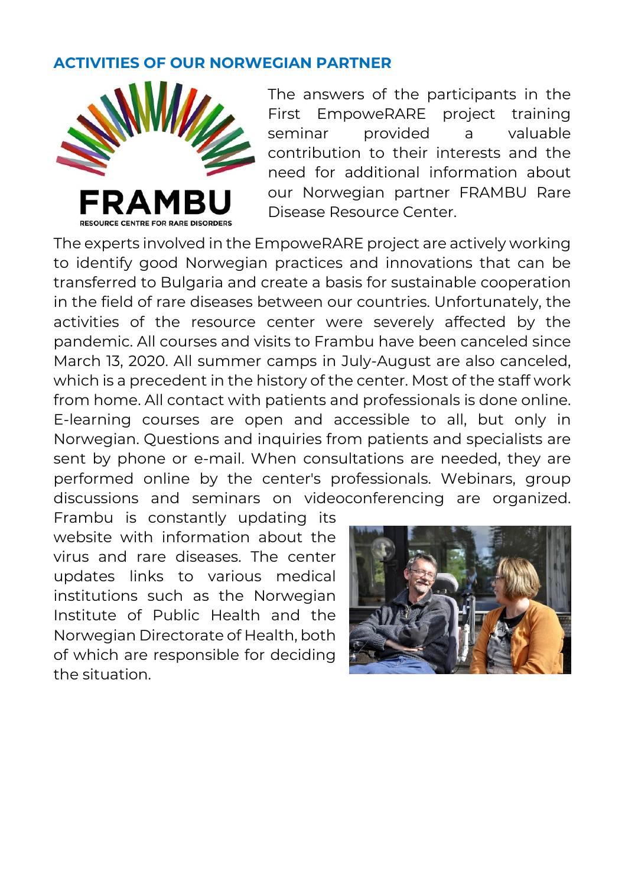## ACTIVITIES OF OUR NORWEGIAN PARTNER

The answers of the participants in the First EmpoweRARE project training seminar provided a valuable contribution to their interests and the need for additional information about our Norwegian partner FRAMBU Rare Disease Resource Center.

The experts involved in the EmpoweRARE project are actively working to identify good Norwegian practices and innovations that can be transferred to Bulgaria and create a basis for sustainable cooperation in the field of rare diseases between our countries. Unfortunately, the activities of the resource center were severely affected by the pandemic. All courses and visits to Frambu have been canceled since March 13, 2020. All summer camps in July-August are also canceled, which is a precedent in the history of the center. Most of the staff work from home. All contact with patients and professionals is done online. E-learning courses are open and accessible to all, but only in Norwegian. Questions and inquiries from patients and specialists are sent by phone or e-mail. When consultations are needed, they are performed online by the center's professionals. Webinars, group discussions and seminars on videoconferencing are organized. Frambu is constantly updating its website with information about the virus and rare diseases. The center updates links to various medical institutions such as the Norwegian Institute of Public Health and the Norwegian Directorate of Health, both of which are responsible for deciding the situation.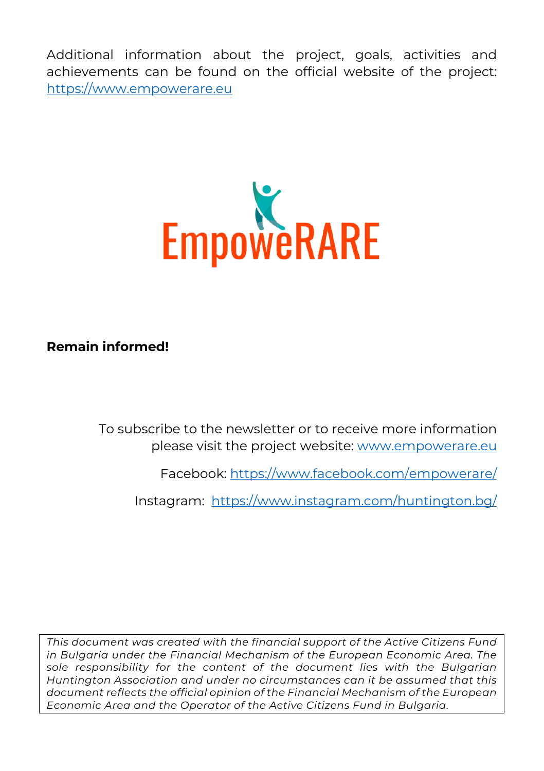Additional information about the project, goals, activities and achievements can be found on the official website of the project: https://www.empowerare.eu

EmpoweRARE

**Remain informed!**

To subscribe to the newsletter or to receive more information please visit the project website: www.empowerare.eu

Facebook: https://www.facebook.com/empowerare/

Instagram: https://www.instagram.com/huntington.bg/

*This document was created with the financial support of the Active Citizens Fund in Bulgaria under the Financial Mechanism of the European Economic Area. The sole responsibility for the content of the document lies with the Bulgarian Huntington Association and under no circumstances can it be assumed that this document reflects the official opinion of the Financial Mechanism of the European Economic Area and the Operator of the Active Citizens Fund in Bulgaria.*